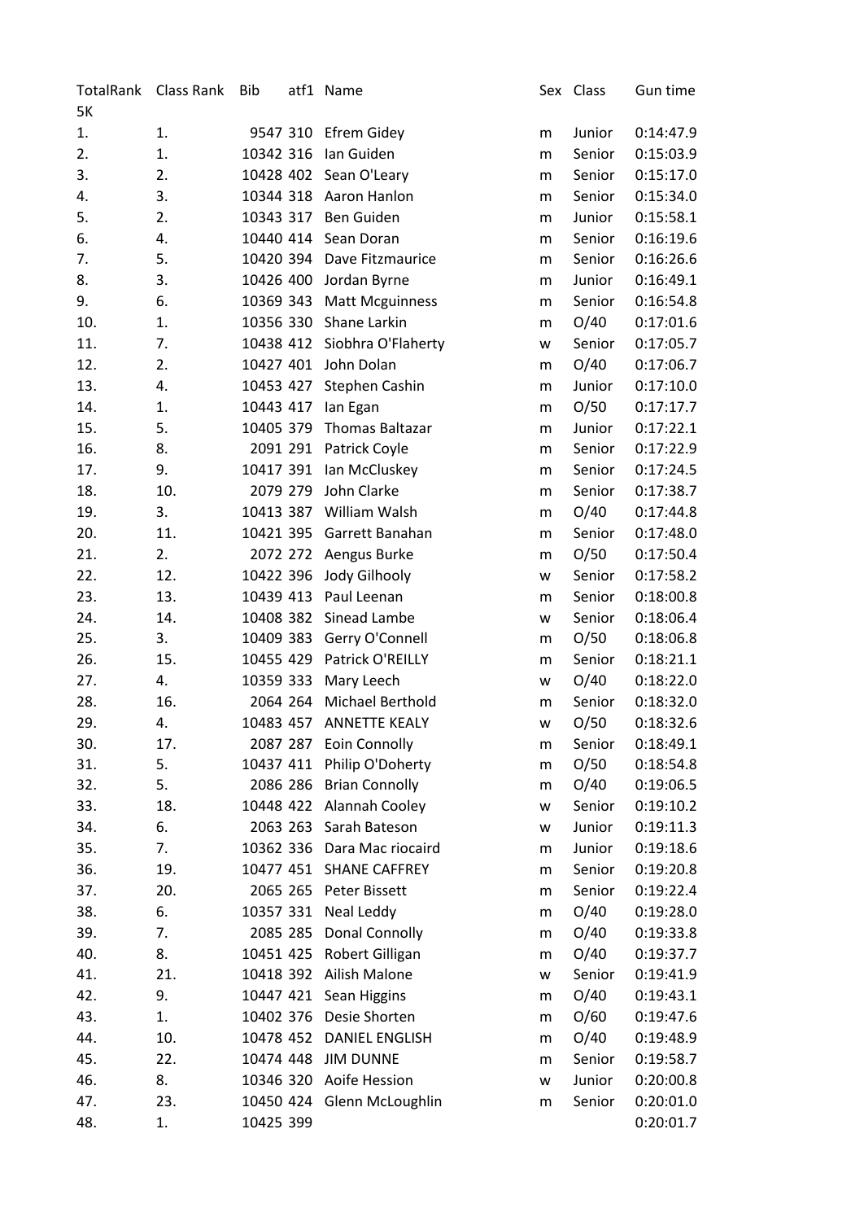| TotalRank | Class Rank | Bib | atf1 | Name | Sex | Class | Gun time |
|---|---|---|---|---|---|---|---|
| 5K | | | | | | | |
| 1. | 1. | 9547 | 310 | Efrem Gidey | m | Junior | 0:14:47.9 |
| 2. | 1. | 10342 | 316 | Ian Guiden | m | Senior | 0:15:03.9 |
| 3. | 2. | 10428 | 402 | Sean O'Leary | m | Senior | 0:15:17.0 |
| 4. | 3. | 10344 | 318 | Aaron Hanlon | m | Senior | 0:15:34.0 |
| 5. | 2. | 10343 | 317 | Ben Guiden | m | Junior | 0:15:58.1 |
| 6. | 4. | 10440 | 414 | Sean Doran | m | Senior | 0:16:19.6 |
| 7. | 5. | 10420 | 394 | Dave Fitzmaurice | m | Senior | 0:16:26.6 |
| 8. | 3. | 10426 | 400 | Jordan Byrne | m | Junior | 0:16:49.1 |
| 9. | 6. | 10369 | 343 | Matt Mcguinness | m | Senior | 0:16:54.8 |
| 10. | 1. | 10356 | 330 | Shane Larkin | m | O/40 | 0:17:01.6 |
| 11. | 7. | 10438 | 412 | Siobhra O'Flaherty | w | Senior | 0:17:05.7 |
| 12. | 2. | 10427 | 401 | John Dolan | m | O/40 | 0:17:06.7 |
| 13. | 4. | 10453 | 427 | Stephen Cashin | m | Junior | 0:17:10.0 |
| 14. | 1. | 10443 | 417 | Ian Egan | m | O/50 | 0:17:17.7 |
| 15. | 5. | 10405 | 379 | Thomas Baltazar | m | Junior | 0:17:22.1 |
| 16. | 8. | 2091 | 291 | Patrick Coyle | m | Senior | 0:17:22.9 |
| 17. | 9. | 10417 | 391 | Ian McCluskey | m | Senior | 0:17:24.5 |
| 18. | 10. | 2079 | 279 | John Clarke | m | Senior | 0:17:38.7 |
| 19. | 3. | 10413 | 387 | William Walsh | m | O/40 | 0:17:44.8 |
| 20. | 11. | 10421 | 395 | Garrett Banahan | m | Senior | 0:17:48.0 |
| 21. | 2. | 2072 | 272 | Aengus Burke | m | O/50 | 0:17:50.4 |
| 22. | 12. | 10422 | 396 | Jody Gilhooly | w | Senior | 0:17:58.2 |
| 23. | 13. | 10439 | 413 | Paul Leenan | m | Senior | 0:18:00.8 |
| 24. | 14. | 10408 | 382 | Sinead Lambe | w | Senior | 0:18:06.4 |
| 25. | 3. | 10409 | 383 | Gerry O'Connell | m | O/50 | 0:18:06.8 |
| 26. | 15. | 10455 | 429 | Patrick O'REILLY | m | Senior | 0:18:21.1 |
| 27. | 4. | 10359 | 333 | Mary Leech | w | O/40 | 0:18:22.0 |
| 28. | 16. | 2064 | 264 | Michael Berthold | m | Senior | 0:18:32.0 |
| 29. | 4. | 10483 | 457 | ANNETTE KEALY | w | O/50 | 0:18:32.6 |
| 30. | 17. | 2087 | 287 | Eoin Connolly | m | Senior | 0:18:49.1 |
| 31. | 5. | 10437 | 411 | Philip O'Doherty | m | O/50 | 0:18:54.8 |
| 32. | 5. | 2086 | 286 | Brian Connolly | m | O/40 | 0:19:06.5 |
| 33. | 18. | 10448 | 422 | Alannah Cooley | w | Senior | 0:19:10.2 |
| 34. | 6. | 2063 | 263 | Sarah Bateson | w | Junior | 0:19:11.3 |
| 35. | 7. | 10362 | 336 | Dara Mac riocaird | m | Junior | 0:19:18.6 |
| 36. | 19. | 10477 | 451 | SHANE CAFFREY | m | Senior | 0:19:20.8 |
| 37. | 20. | 2065 | 265 | Peter Bissett | m | Senior | 0:19:22.4 |
| 38. | 6. | 10357 | 331 | Neal Leddy | m | O/40 | 0:19:28.0 |
| 39. | 7. | 2085 | 285 | Donal Connolly | m | O/40 | 0:19:33.8 |
| 40. | 8. | 10451 | 425 | Robert Gilligan | m | O/40 | 0:19:37.7 |
| 41. | 21. | 10418 | 392 | Ailish Malone | w | Senior | 0:19:41.9 |
| 42. | 9. | 10447 | 421 | Sean Higgins | m | O/40 | 0:19:43.1 |
| 43. | 1. | 10402 | 376 | Desie Shorten | m | O/60 | 0:19:47.6 |
| 44. | 10. | 10478 | 452 | DANIEL ENGLISH | m | O/40 | 0:19:48.9 |
| 45. | 22. | 10474 | 448 | JIM DUNNE | m | Senior | 0:19:58.7 |
| 46. | 8. | 10346 | 320 | Aoife Hession | w | Junior | 0:20:00.8 |
| 47. | 23. | 10450 | 424 | Glenn McLoughlin | m | Senior | 0:20:01.0 |
| 48. | 1. | 10425 | 399 | | | | 0:20:01.7 |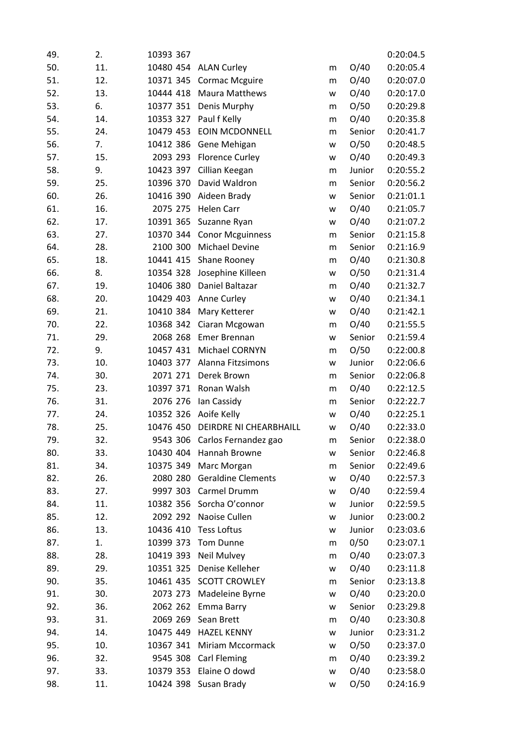| | | | | | | | |
|---|---|---|---|---|---|---|---|
| 49. | 2. | 10393 | 367 | | | | 0:20:04.5 |
| 50. | 11. | 10480 | 454 | ALAN Curley | m | O/40 | 0:20:05.4 |
| 51. | 12. | 10371 | 345 | Cormac Mcguire | m | O/40 | 0:20:07.0 |
| 52. | 13. | 10444 | 418 | Maura Matthews | w | O/40 | 0:20:17.0 |
| 53. | 6. | 10377 | 351 | Denis Murphy | m | O/50 | 0:20:29.8 |
| 54. | 14. | 10353 | 327 | Paul f Kelly | m | O/40 | 0:20:35.8 |
| 55. | 24. | 10479 | 453 | EOIN MCDONNELL | m | Senior | 0:20:41.7 |
| 56. | 7. | 10412 | 386 | Gene Mehigan | w | O/50 | 0:20:48.5 |
| 57. | 15. | 2093 | 293 | Florence Curley | w | O/40 | 0:20:49.3 |
| 58. | 9. | 10423 | 397 | Cillian Keegan | m | Junior | 0:20:55.2 |
| 59. | 25. | 10396 | 370 | David Waldron | m | Senior | 0:20:56.2 |
| 60. | 26. | 10416 | 390 | Aideen Brady | w | Senior | 0:21:01.1 |
| 61. | 16. | 2075 | 275 | Helen Carr | w | O/40 | 0:21:05.7 |
| 62. | 17. | 10391 | 365 | Suzanne Ryan | w | O/40 | 0:21:07.2 |
| 63. | 27. | 10370 | 344 | Conor Mcguinness | m | Senior | 0:21:15.8 |
| 64. | 28. | 2100 | 300 | Michael Devine | m | Senior | 0:21:16.9 |
| 65. | 18. | 10441 | 415 | Shane Rooney | m | O/40 | 0:21:30.8 |
| 66. | 8. | 10354 | 328 | Josephine Killeen | w | O/50 | 0:21:31.4 |
| 67. | 19. | 10406 | 380 | Daniel Baltazar | m | O/40 | 0:21:32.7 |
| 68. | 20. | 10429 | 403 | Anne Curley | w | O/40 | 0:21:34.1 |
| 69. | 21. | 10410 | 384 | Mary Ketterer | w | O/40 | 0:21:42.1 |
| 70. | 22. | 10368 | 342 | Ciaran Mcgowan | m | O/40 | 0:21:55.5 |
| 71. | 29. | 2068 | 268 | Emer Brennan | w | Senior | 0:21:59.4 |
| 72. | 9. | 10457 | 431 | Michael CORNYN | m | O/50 | 0:22:00.8 |
| 73. | 10. | 10403 | 377 | Alanna Fitzsimons | w | Junior | 0:22:06.6 |
| 74. | 30. | 2071 | 271 | Derek Brown | m | Senior | 0:22:06.8 |
| 75. | 23. | 10397 | 371 | Ronan Walsh | m | O/40 | 0:22:12.5 |
| 76. | 31. | 2076 | 276 | Ian Cassidy | m | Senior | 0:22:22.7 |
| 77. | 24. | 10352 | 326 | Aoife Kelly | w | O/40 | 0:22:25.1 |
| 78. | 25. | 10476 | 450 | DEIRDRE NI CHEARBHAILL | w | O/40 | 0:22:33.0 |
| 79. | 32. | 9543 | 306 | Carlos Fernandez gao | m | Senior | 0:22:38.0 |
| 80. | 33. | 10430 | 404 | Hannah Browne | w | Senior | 0:22:46.8 |
| 81. | 34. | 10375 | 349 | Marc Morgan | m | Senior | 0:22:49.6 |
| 82. | 26. | 2080 | 280 | Geraldine Clements | w | O/40 | 0:22:57.3 |
| 83. | 27. | 9997 | 303 | Carmel Drumm | w | O/40 | 0:22:59.4 |
| 84. | 11. | 10382 | 356 | Sorcha O'connor | w | Junior | 0:22:59.5 |
| 85. | 12. | 2092 | 292 | Naoise Cullen | w | Junior | 0:23:00.2 |
| 86. | 13. | 10436 | 410 | Tess Loftus | w | Junior | 0:23:03.6 |
| 87. | 1. | 10399 | 373 | Tom Dunne | m | 0/50 | 0:23:07.1 |
| 88. | 28. | 10419 | 393 | Neil Mulvey | m | O/40 | 0:23:07.3 |
| 89. | 29. | 10351 | 325 | Denise Kelleher | w | O/40 | 0:23:11.8 |
| 90. | 35. | 10461 | 435 | SCOTT CROWLEY | m | Senior | 0:23:13.8 |
| 91. | 30. | 2073 | 273 | Madeleine Byrne | w | O/40 | 0:23:20.0 |
| 92. | 36. | 2062 | 262 | Emma Barry | w | Senior | 0:23:29.8 |
| 93. | 31. | 2069 | 269 | Sean Brett | m | O/40 | 0:23:30.8 |
| 94. | 14. | 10475 | 449 | HAZEL KENNY | w | Junior | 0:23:31.2 |
| 95. | 10. | 10367 | 341 | Miriam Mccormack | w | O/50 | 0:23:37.0 |
| 96. | 32. | 9545 | 308 | Carl Fleming | m | O/40 | 0:23:39.2 |
| 97. | 33. | 10379 | 353 | Elaine O dowd | w | O/40 | 0:23:58.0 |
| 98. | 11. | 10424 | 398 | Susan Brady | w | O/50 | 0:24:16.9 |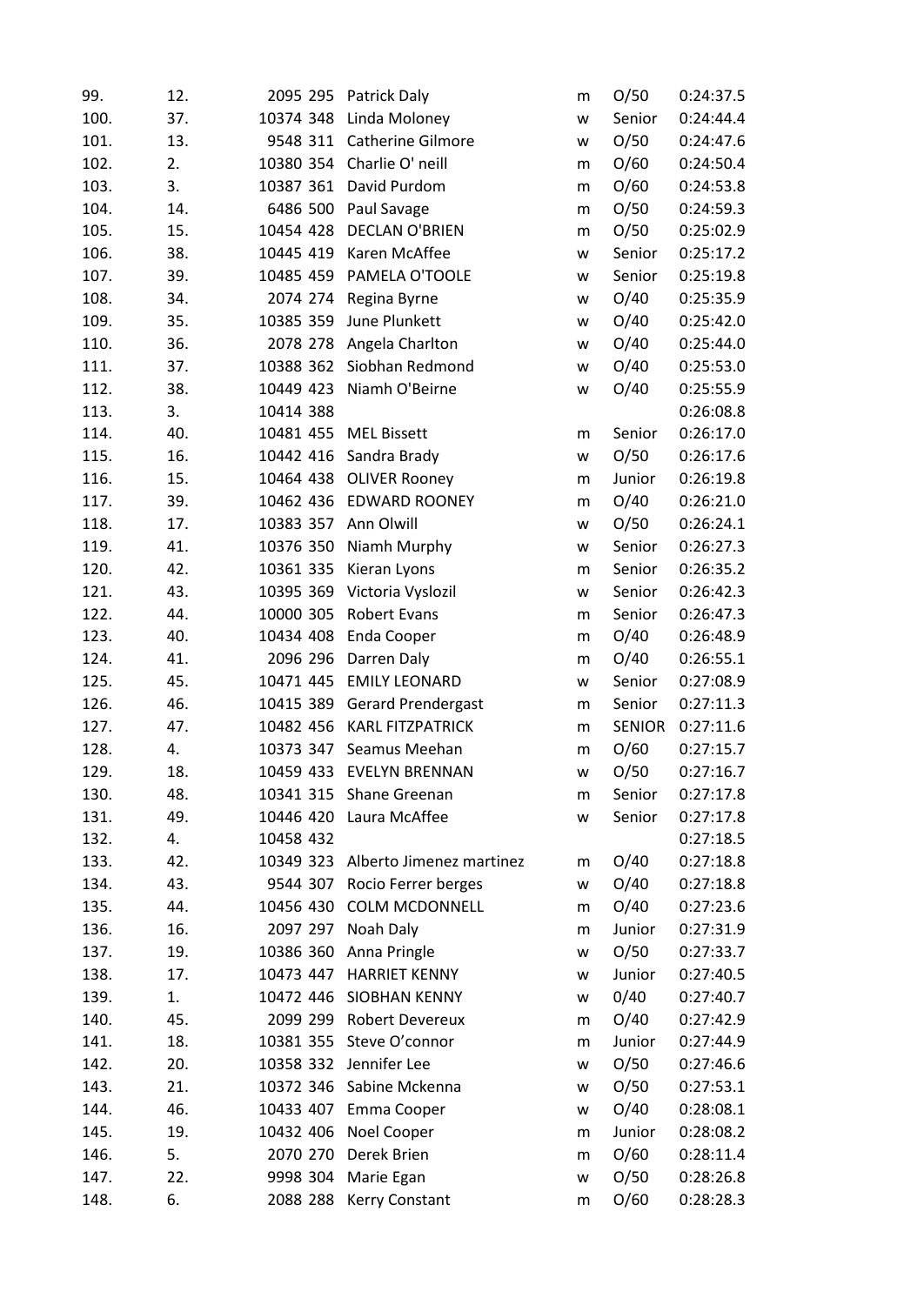| | | | | | | |
|---|---|---|---|---|---|---|
| 99. | 12. | 2095 295 | Patrick Daly | m | O/50 | 0:24:37.5 |
| 100. | 37. | 10374 348 | Linda Moloney | w | Senior | 0:24:44.4 |
| 101. | 13. | 9548 311 | Catherine Gilmore | w | O/50 | 0:24:47.6 |
| 102. | 2. | 10380 354 | Charlie O' neill | m | O/60 | 0:24:50.4 |
| 103. | 3. | 10387 361 | David Purdom | m | O/60 | 0:24:53.8 |
| 104. | 14. | 6486 500 | Paul Savage | m | O/50 | 0:24:59.3 |
| 105. | 15. | 10454 428 | DECLAN O'BRIEN | m | O/50 | 0:25:02.9 |
| 106. | 38. | 10445 419 | Karen McAffee | w | Senior | 0:25:17.2 |
| 107. | 39. | 10485 459 | PAMELA O'TOOLE | w | Senior | 0:25:19.8 |
| 108. | 34. | 2074 274 | Regina Byrne | w | O/40 | 0:25:35.9 |
| 109. | 35. | 10385 359 | June Plunkett | w | O/40 | 0:25:42.0 |
| 110. | 36. | 2078 278 | Angela Charlton | w | O/40 | 0:25:44.0 |
| 111. | 37. | 10388 362 | Siobhan Redmond | w | O/40 | 0:25:53.0 |
| 112. | 38. | 10449 423 | Niamh O'Beirne | w | O/40 | 0:25:55.9 |
| 113. | 3. | 10414 388 | | | | 0:26:08.8 |
| 114. | 40. | 10481 455 | MEL Bissett | m | Senior | 0:26:17.0 |
| 115. | 16. | 10442 416 | Sandra Brady | w | O/50 | 0:26:17.6 |
| 116. | 15. | 10464 438 | OLIVER Rooney | m | Junior | 0:26:19.8 |
| 117. | 39. | 10462 436 | EDWARD ROONEY | m | O/40 | 0:26:21.0 |
| 118. | 17. | 10383 357 | Ann Olwill | w | O/50 | 0:26:24.1 |
| 119. | 41. | 10376 350 | Niamh Murphy | w | Senior | 0:26:27.3 |
| 120. | 42. | 10361 335 | Kieran Lyons | m | Senior | 0:26:35.2 |
| 121. | 43. | 10395 369 | Victoria Vyslozil | w | Senior | 0:26:42.3 |
| 122. | 44. | 10000 305 | Robert Evans | m | Senior | 0:26:47.3 |
| 123. | 40. | 10434 408 | Enda Cooper | m | O/40 | 0:26:48.9 |
| 124. | 41. | 2096 296 | Darren Daly | m | O/40 | 0:26:55.1 |
| 125. | 45. | 10471 445 | EMILY LEONARD | w | Senior | 0:27:08.9 |
| 126. | 46. | 10415 389 | Gerard Prendergast | m | Senior | 0:27:11.3 |
| 127. | 47. | 10482 456 | KARL FITZPATRICK | m | SENIOR | 0:27:11.6 |
| 128. | 4. | 10373 347 | Seamus Meehan | m | O/60 | 0:27:15.7 |
| 129. | 18. | 10459 433 | EVELYN BRENNAN | w | O/50 | 0:27:16.7 |
| 130. | 48. | 10341 315 | Shane Greenan | m | Senior | 0:27:17.8 |
| 131. | 49. | 10446 420 | Laura McAffee | w | Senior | 0:27:17.8 |
| 132. | 4. | 10458 432 | | | | 0:27:18.5 |
| 133. | 42. | 10349 323 | Alberto Jimenez martinez | m | O/40 | 0:27:18.8 |
| 134. | 43. | 9544 307 | Rocio Ferrer berges | w | O/40 | 0:27:18.8 |
| 135. | 44. | 10456 430 | COLM MCDONNELL | m | O/40 | 0:27:23.6 |
| 136. | 16. | 2097 297 | Noah Daly | m | Junior | 0:27:31.9 |
| 137. | 19. | 10386 360 | Anna Pringle | w | O/50 | 0:27:33.7 |
| 138. | 17. | 10473 447 | HARRIET KENNY | w | Junior | 0:27:40.5 |
| 139. | 1. | 10472 446 | SIOBHAN KENNY | w | 0/40 | 0:27:40.7 |
| 140. | 45. | 2099 299 | Robert Devereux | m | O/40 | 0:27:42.9 |
| 141. | 18. | 10381 355 | Steve O'connor | m | Junior | 0:27:44.9 |
| 142. | 20. | 10358 332 | Jennifer Lee | w | O/50 | 0:27:46.6 |
| 143. | 21. | 10372 346 | Sabine Mckenna | w | O/50 | 0:27:53.1 |
| 144. | 46. | 10433 407 | Emma Cooper | w | O/40 | 0:28:08.1 |
| 145. | 19. | 10432 406 | Noel Cooper | m | Junior | 0:28:08.2 |
| 146. | 5. | 2070 270 | Derek Brien | m | O/60 | 0:28:11.4 |
| 147. | 22. | 9998 304 | Marie Egan | w | O/50 | 0:28:26.8 |
| 148. | 6. | 2088 288 | Kerry Constant | m | O/60 | 0:28:28.3 |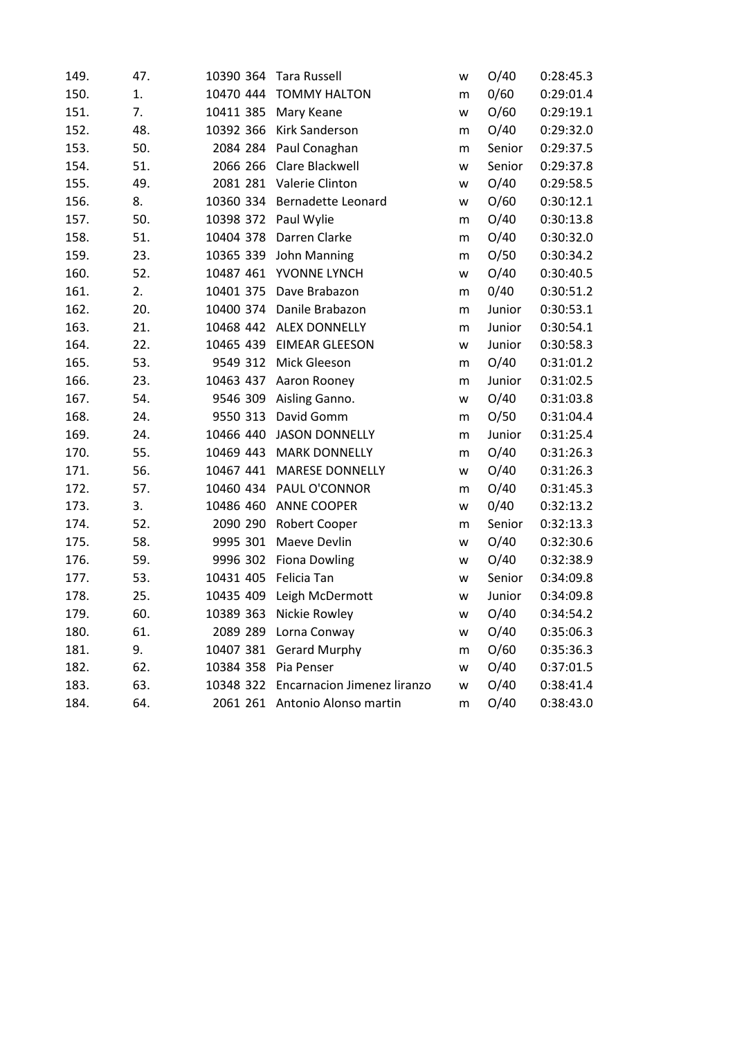| | | | | | | | |
|---|---|---|---|---|---|---|---|
| 149. | 47. | 10390 | 364 | Tara Russell | w | O/40 | 0:28:45.3 |
| 150. | 1. | 10470 | 444 | TOMMY HALTON | m | 0/60 | 0:29:01.4 |
| 151. | 7. | 10411 | 385 | Mary Keane | w | O/60 | 0:29:19.1 |
| 152. | 48. | 10392 | 366 | Kirk Sanderson | m | O/40 | 0:29:32.0 |
| 153. | 50. | 2084 | 284 | Paul Conaghan | m | Senior | 0:29:37.5 |
| 154. | 51. | 2066 | 266 | Clare Blackwell | w | Senior | 0:29:37.8 |
| 155. | 49. | 2081 | 281 | Valerie Clinton | w | O/40 | 0:29:58.5 |
| 156. | 8. | 10360 | 334 | Bernadette Leonard | w | O/60 | 0:30:12.1 |
| 157. | 50. | 10398 | 372 | Paul Wylie | m | O/40 | 0:30:13.8 |
| 158. | 51. | 10404 | 378 | Darren Clarke | m | O/40 | 0:30:32.0 |
| 159. | 23. | 10365 | 339 | John Manning | m | O/50 | 0:30:34.2 |
| 160. | 52. | 10487 | 461 | YVONNE LYNCH | w | O/40 | 0:30:40.5 |
| 161. | 2. | 10401 | 375 | Dave Brabazon | m | 0/40 | 0:30:51.2 |
| 162. | 20. | 10400 | 374 | Danile Brabazon | m | Junior | 0:30:53.1 |
| 163. | 21. | 10468 | 442 | ALEX DONNELLY | m | Junior | 0:30:54.1 |
| 164. | 22. | 10465 | 439 | EIMEAR GLEESON | w | Junior | 0:30:58.3 |
| 165. | 53. | 9549 | 312 | Mick Gleeson | m | O/40 | 0:31:01.2 |
| 166. | 23. | 10463 | 437 | Aaron Rooney | m | Junior | 0:31:02.5 |
| 167. | 54. | 9546 | 309 | Aisling Ganno. | w | O/40 | 0:31:03.8 |
| 168. | 24. | 9550 | 313 | David Gomm | m | O/50 | 0:31:04.4 |
| 169. | 24. | 10466 | 440 | JASON DONNELLY | m | Junior | 0:31:25.4 |
| 170. | 55. | 10469 | 443 | MARK DONNELLY | m | O/40 | 0:31:26.3 |
| 171. | 56. | 10467 | 441 | MARESE DONNELLY | w | O/40 | 0:31:26.3 |
| 172. | 57. | 10460 | 434 | PAUL O'CONNOR | m | O/40 | 0:31:45.3 |
| 173. | 3. | 10486 | 460 | ANNE COOPER | w | 0/40 | 0:32:13.2 |
| 174. | 52. | 2090 | 290 | Robert Cooper | m | Senior | 0:32:13.3 |
| 175. | 58. | 9995 | 301 | Maeve Devlin | w | O/40 | 0:32:30.6 |
| 176. | 59. | 9996 | 302 | Fiona Dowling | w | O/40 | 0:32:38.9 |
| 177. | 53. | 10431 | 405 | Felicia Tan | w | Senior | 0:34:09.8 |
| 178. | 25. | 10435 | 409 | Leigh McDermott | w | Junior | 0:34:09.8 |
| 179. | 60. | 10389 | 363 | Nickie Rowley | w | O/40 | 0:34:54.2 |
| 180. | 61. | 2089 | 289 | Lorna Conway | w | O/40 | 0:35:06.3 |
| 181. | 9. | 10407 | 381 | Gerard Murphy | m | O/60 | 0:35:36.3 |
| 182. | 62. | 10384 | 358 | Pia Penser | w | O/40 | 0:37:01.5 |
| 183. | 63. | 10348 | 322 | Encarnacion Jimenez liranzo | w | O/40 | 0:38:41.4 |
| 184. | 64. | 2061 | 261 | Antonio Alonso martin | m | O/40 | 0:38:43.0 |